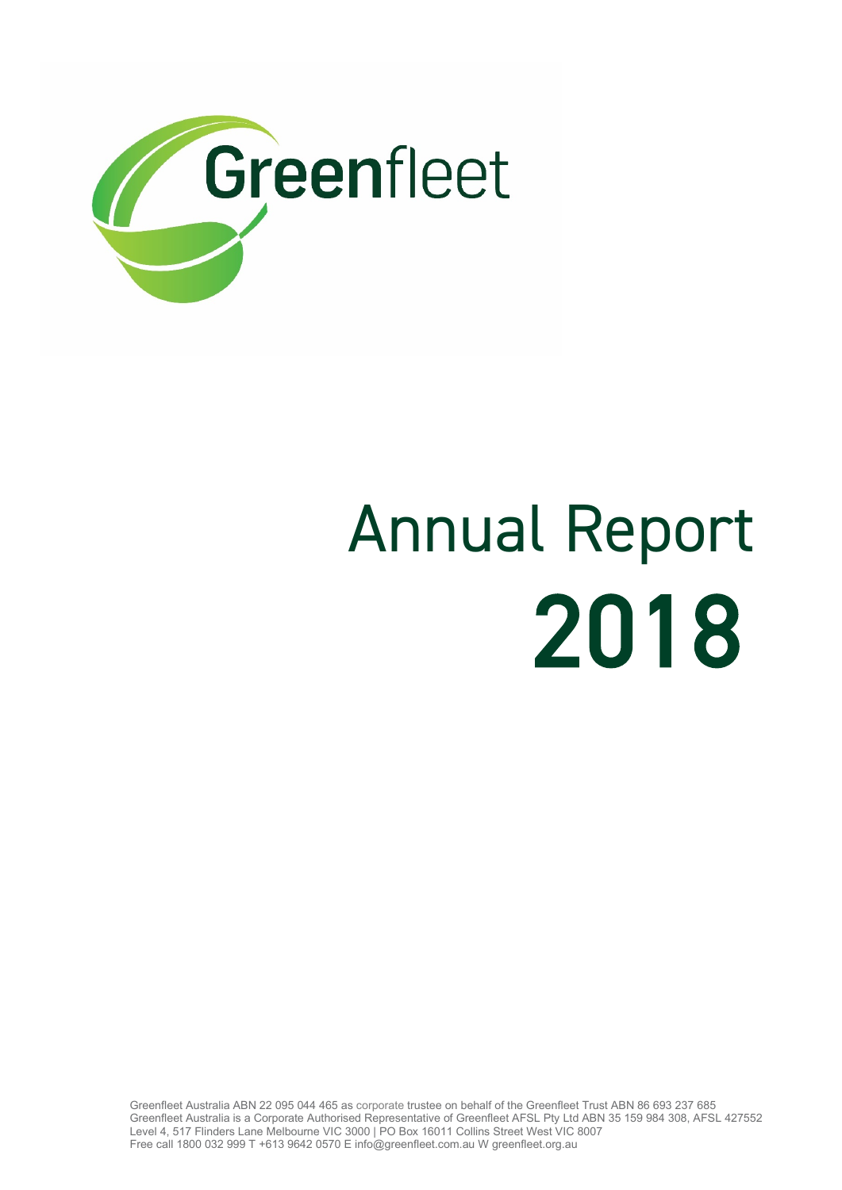Greenfleet

# Annual Report 2018

Greenfleet Australia ABN 22 095 044 465 as corporate trustee on behalf of the Greenfleet Trust ABN 86 693 237 685
Greenfleet Australia is a Corporate Authorised Representative of Greenfleet AFSL Pty Ltd ABN 35 159 984 308, AFSL 427552
Level 4, 517 Flinders Lane Melbourne VIC 3000 | PO Box 16011 Collins Street West VIC 8007
Free call 1800 032 999 T +613 9642 0570 E info@greenfleet.com.au W greenfleet.org.au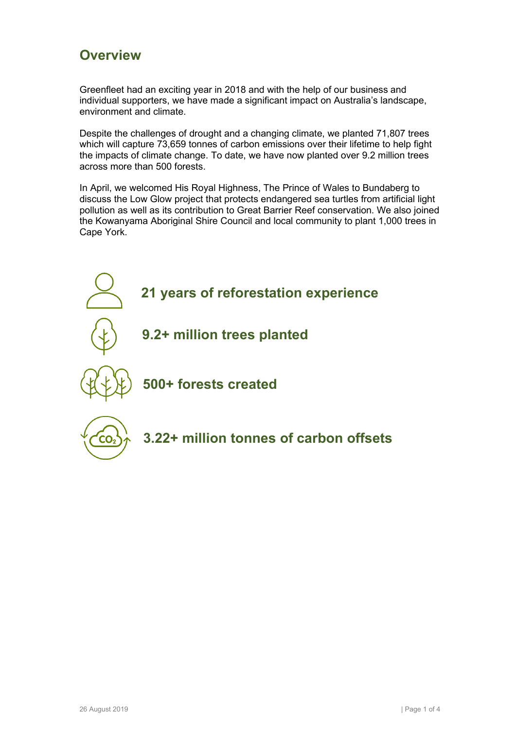## Overview

Greenfleet had an exciting year in 2018 and with the help of our business and individual supporters, we have made a significant impact on Australia's landscape, environment and climate.

Despite the challenges of drought and a changing climate, we planted 71,807 trees which will capture 73,659 tonnes of carbon emissions over their lifetime to help fight the impacts of climate change. To date, we have now planted over 9.2 million trees across more than 500 forests.

In April, we welcomed His Royal Highness, The Prince of Wales to Bundaberg to discuss the Low Glow project that protects endangered sea turtles from artificial light pollution as well as its contribution to Great Barrier Reef conservation. We also joined the Kowanyama Aboriginal Shire Council and local community to plant 1,000 trees in Cape York.

**21 years of reforestation experience**

**9.2+ million trees planted**

**500+ forests created**

**3.22+ million tonnes of carbon offsets**

26 August 2019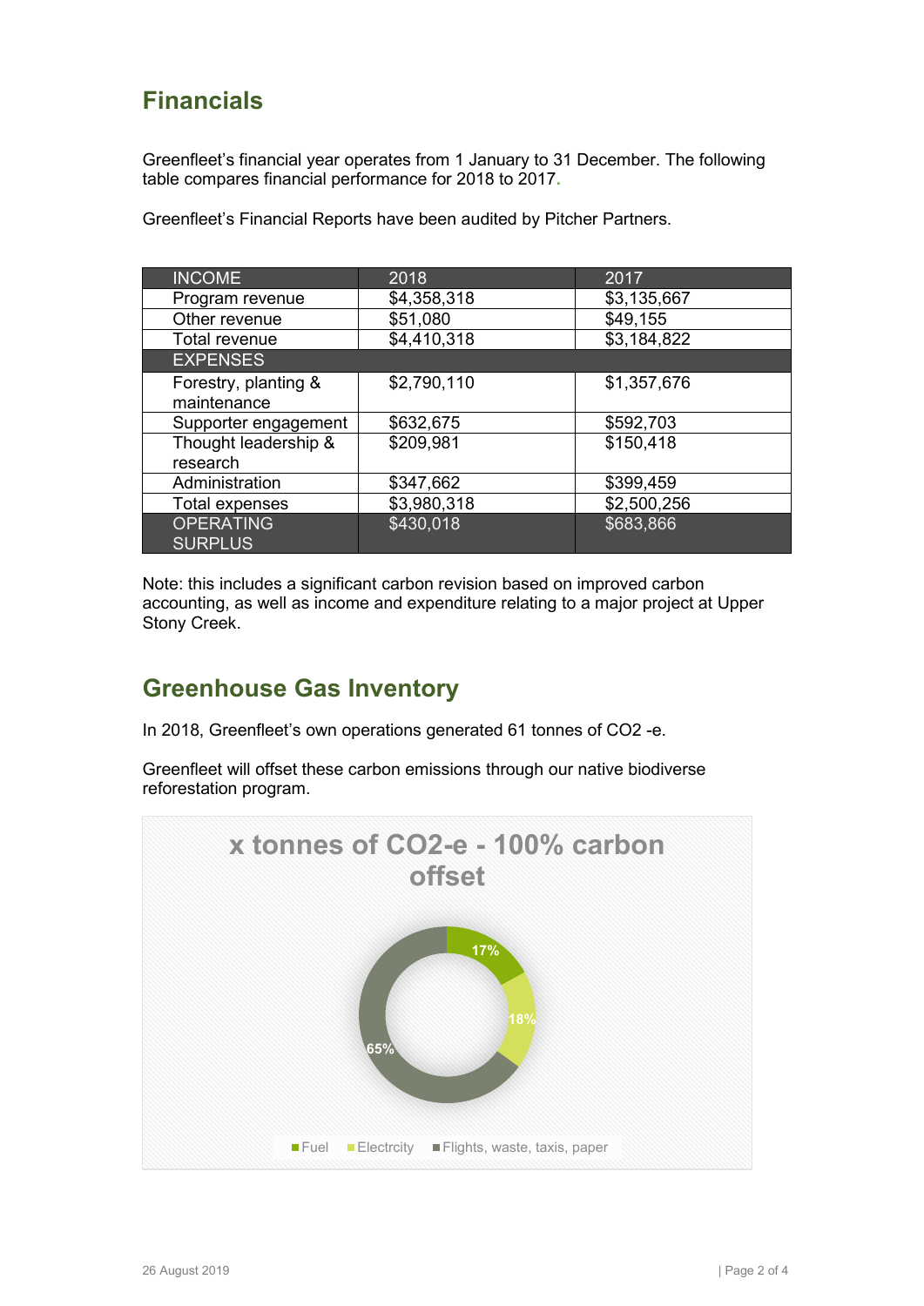## Financials

Greenfleet's financial year operates from 1 January to 31 December. The following table compares financial performance for 2018 to 2017.

Greenfleet's Financial Reports have been audited by Pitcher Partners.

| INCOME | 2018 | 2017 |
|---|---|---|
| Program revenue | $4,358,318 | $3,135,667 |
| Other revenue | $51,080 | $49,155 |
| Total revenue | $4,410,318 | $3,184,822 |
| EXPENSES | | |
| Forestry, planting & maintenance | $2,790,110 | $1,357,676 |
| Supporter engagement | $632,675 | $592,703 |
| Thought leadership & research | $209,981 | $150,418 |
| Administration | $347,662 | $399,459 |
| Total expenses | $3,980,318 | $2,500,256 |
| OPERATING SURPLUS | $430,018 | $683,866 |

Note: this includes a significant carbon revision based on improved carbon accounting, as well as income and expenditure relating to a major project at Upper Stony Creek.

## Greenhouse Gas Inventory

In 2018, Greenfleet's own operations generated 61 tonnes of CO2 -e.

Greenfleet will offset these carbon emissions through our native biodiverse reforestation program.

**x tonnes of CO2-e - 100% carbon offset**

| Category | Share |
|---|---|
| Fuel | 17% |
| Electrcity | 18% |
| Flights, waste, taxis, paper | 65% |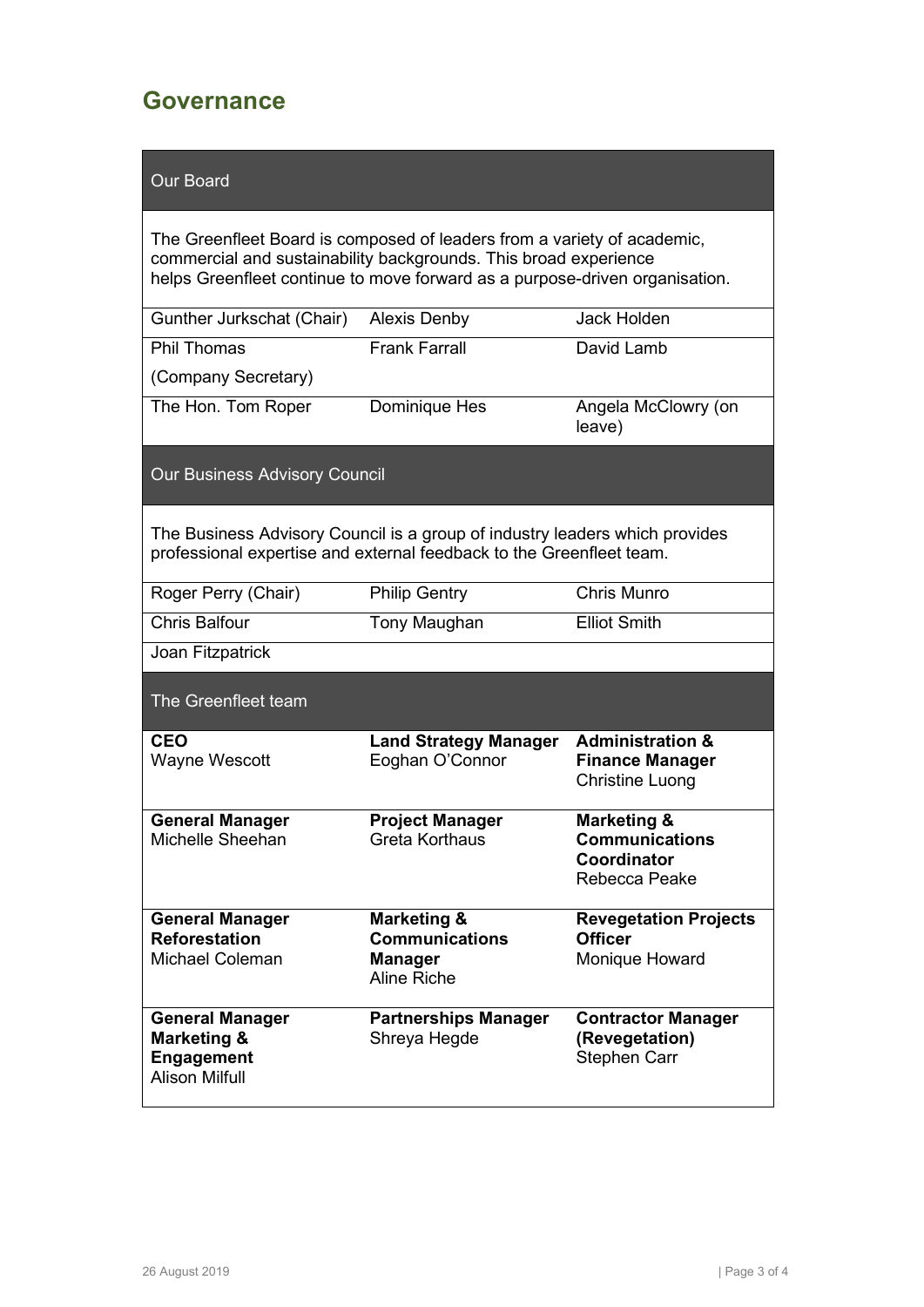## Governance

### Our Board

The Greenfleet Board is composed of leaders from a variety of academic, commercial and sustainability backgrounds. This broad experience helps Greenfleet continue to move forward as a purpose-driven organisation.

| | | |
|---|---|---|
| Gunther Jurkschat (Chair) | Alexis Denby | Jack Holden |
| Phil Thomas (Company Secretary) | Frank Farrall | David Lamb |
| The Hon. Tom Roper | Dominique Hes | Angela McClowry (on leave) |

### Our Business Advisory Council

The Business Advisory Council is a group of industry leaders which provides professional expertise and external feedback to the Greenfleet team.

| | | |
|---|---|---|
| Roger Perry (Chair) | Philip Gentry | Chris Munro |
| Chris Balfour | Tony Maughan | Elliot Smith |
| Joan Fitzpatrick | | |

### The Greenfleet team

| | | |
|---|---|---|
| **CEO** Wayne Wescott | **Land Strategy Manager** Eoghan O'Connor | **Administration & Finance Manager** Christine Luong |
| **General Manager** Michelle Sheehan | **Project Manager** Greta Korthaus | **Marketing & Communications Coordinator** Rebecca Peake |
| **General Manager Reforestation** Michael Coleman | **Marketing & Communications Manager** Aline Riche | **Revegetation Projects Officer** Monique Howard |
| **General Manager Marketing & Engagement** Alison Milfull | **Partnerships Manager** Shreya Hegde | **Contractor Manager (Revegetation)** Stephen Carr |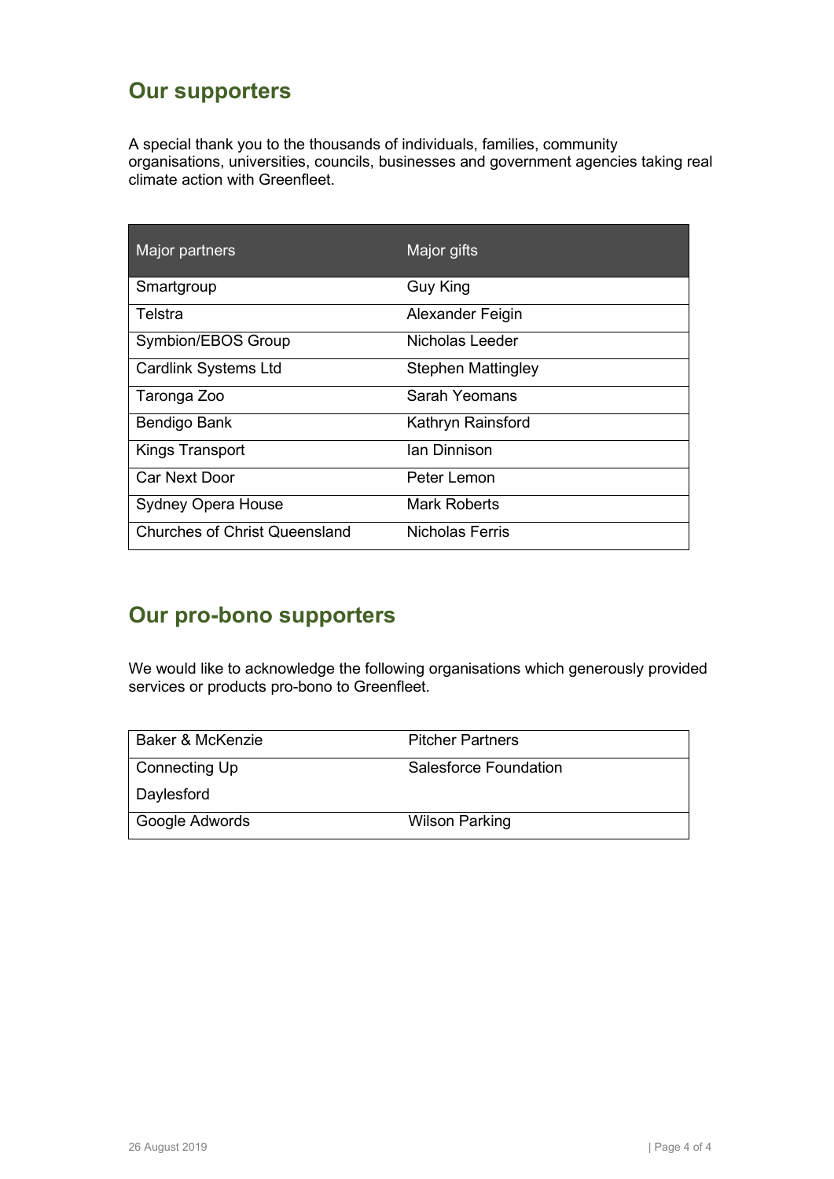## Our supporters

A special thank you to the thousands of individuals, families, community organisations, universities, councils, businesses and government agencies taking real climate action with Greenfleet.

| Major partners | Major gifts |
| --- | --- |
| Smartgroup | Guy King |
| Telstra | Alexander Feigin |
| Symbion/EBOS Group | Nicholas Leeder |
| Cardlink Systems Ltd | Stephen Mattingley |
| Taronga Zoo | Sarah Yeomans |
| Bendigo Bank | Kathryn Rainsford |
| Kings Transport | Ian Dinnison |
| Car Next Door | Peter Lemon |
| Sydney Opera House | Mark Roberts |
| Churches of Christ Queensland | Nicholas Ferris |

## Our pro-bono supporters

We would like to acknowledge the following organisations which generously provided services or products pro-bono to Greenfleet.

| | |
| --- | --- |
| Baker & McKenzie | Pitcher Partners |
| Connecting Up<br>Daylesford | Salesforce Foundation |
| Google Adwords | Wilson Parking |

26 August 2019